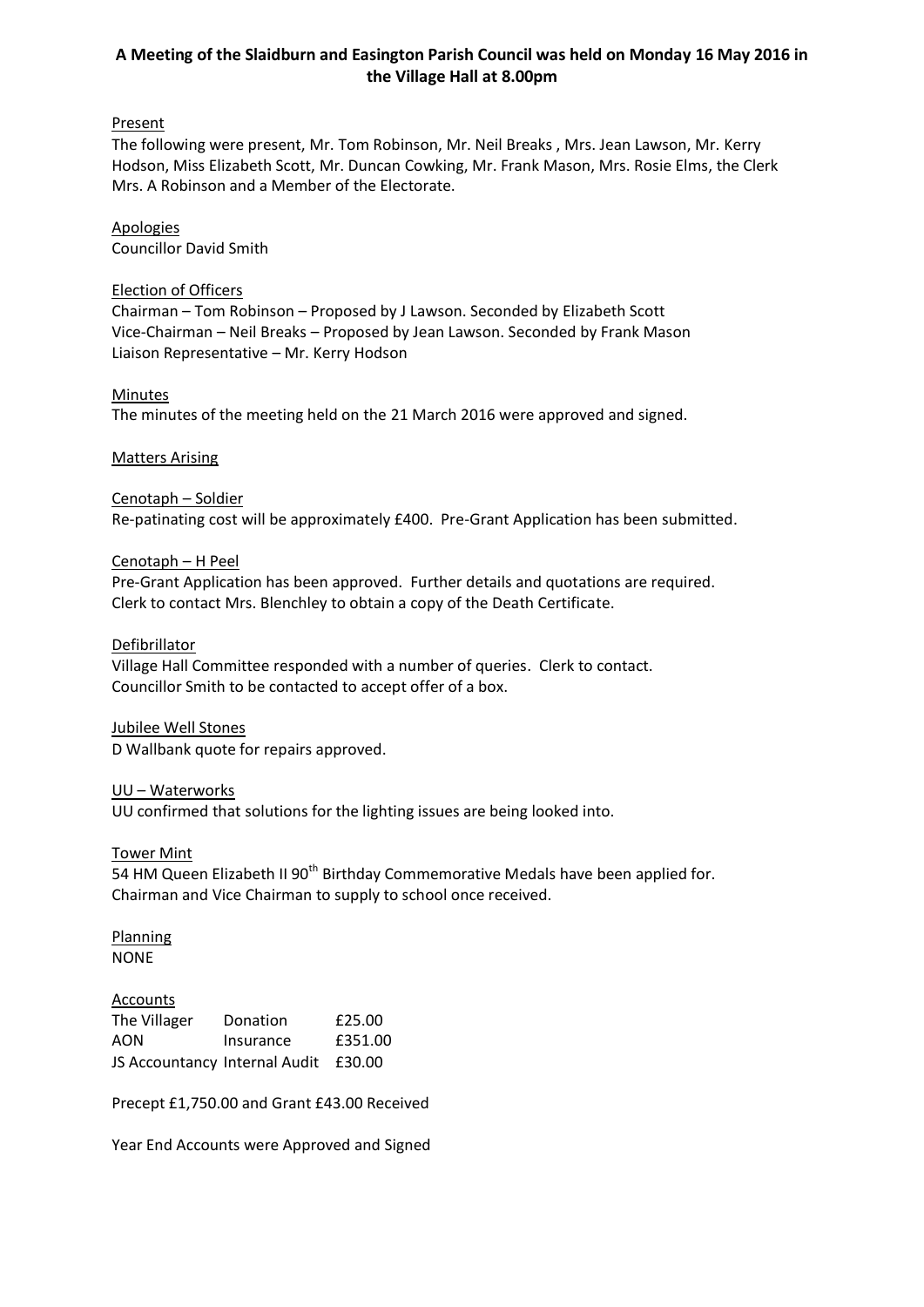**A Meeting of the Slaidburn and Easington Parish Council was held on Monday 16 May 2016 in the Village Hall at 8.00pm**

Present

The following were present, Mr. Tom Robinson, Mr. Neil Breaks , Mrs. Jean Lawson, Mr. Kerry Hodson, Miss Elizabeth Scott, Mr. Duncan Cowking, Mr. Frank Mason, Mrs. Rosie Elms, the Clerk Mrs. A Robinson and a Member of the Electorate.

Apologies

Councillor David Smith

Election of Officers

Chairman – Tom Robinson – Proposed by J Lawson. Seconded by Elizabeth Scott
Vice-Chairman – Neil Breaks – Proposed by Jean Lawson. Seconded by Frank Mason
Liaison Representative – Mr. Kerry Hodson

Minutes

The minutes of the meeting held on the 21 March 2016 were approved and signed.

Matters Arising

Cenotaph – Soldier

Re-patinating cost will be approximately £400. Pre-Grant Application has been submitted.

Cenotaph – H Peel

Pre-Grant Application has been approved. Further details and quotations are required.
Clerk to contact Mrs. Blenchley to obtain a copy of the Death Certificate.

Defibrillator

Village Hall Committee responded with a number of queries. Clerk to contact.
Councillor Smith to be contacted to accept offer of a box.

Jubilee Well Stones

D Wallbank quote for repairs approved.

UU – Waterworks

UU confirmed that solutions for the lighting issues are being looked into.

Tower Mint

54 HM Queen Elizabeth II 90th Birthday Commemorative Medals have been applied for.
Chairman and Vice Chairman to supply to school once received.

Planning

NONE

Accounts

| The Villager | Donation | £25.00 |
|---|---|---|
| AON | Insurance | £351.00 |
| JS Accountancy | Internal Audit | £30.00 |

Precept £1,750.00 and Grant £43.00 Received

Year End Accounts were Approved and Signed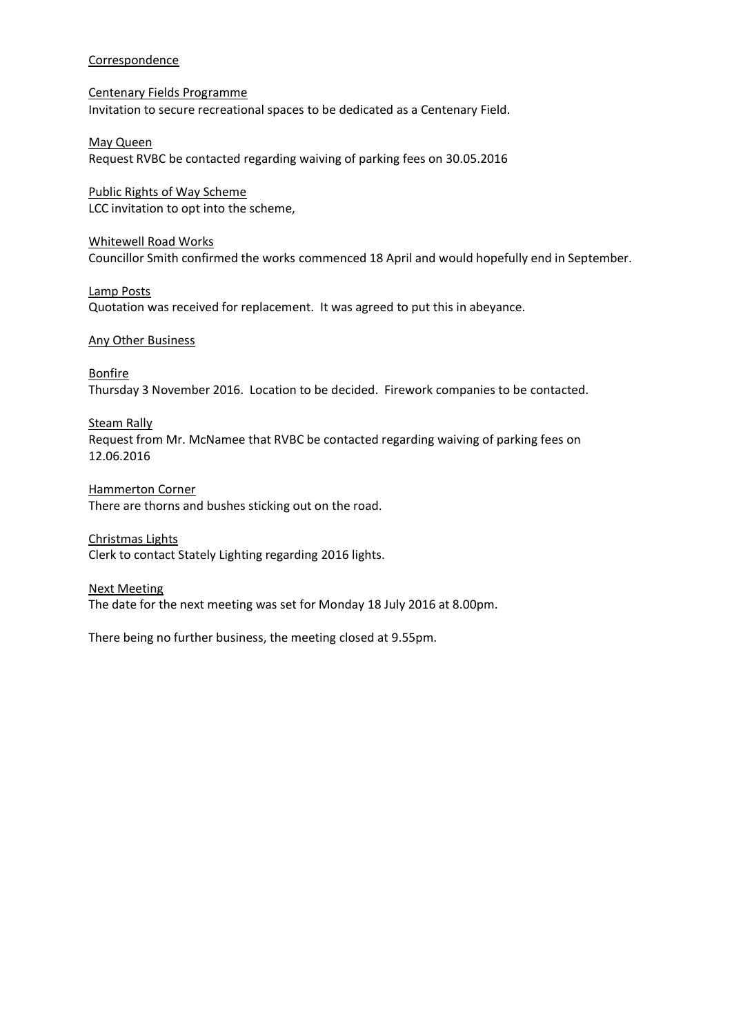## Correspondence

### Centenary Fields Programme

Invitation to secure recreational spaces to be dedicated as a Centenary Field.

### May Queen

Request RVBC be contacted regarding waiving of parking fees on 30.05.2016

### Public Rights of Way Scheme

LCC invitation to opt into the scheme,

### Whitewell Road Works

Councillor Smith confirmed the works commenced 18 April and would hopefully end in September.

### Lamp Posts

Quotation was received for replacement. It was agreed to put this in abeyance.

## Any Other Business

### Bonfire

Thursday 3 November 2016. Location to be decided. Firework companies to be contacted.

### Steam Rally

Request from Mr. McNamee that RVBC be contacted regarding waiving of parking fees on 12.06.2016

### Hammerton Corner

There are thorns and bushes sticking out on the road.

### Christmas Lights

Clerk to contact Stately Lighting regarding 2016 lights.

### Next Meeting

The date for the next meeting was set for Monday 18 July 2016 at 8.00pm.

There being no further business, the meeting closed at 9.55pm.